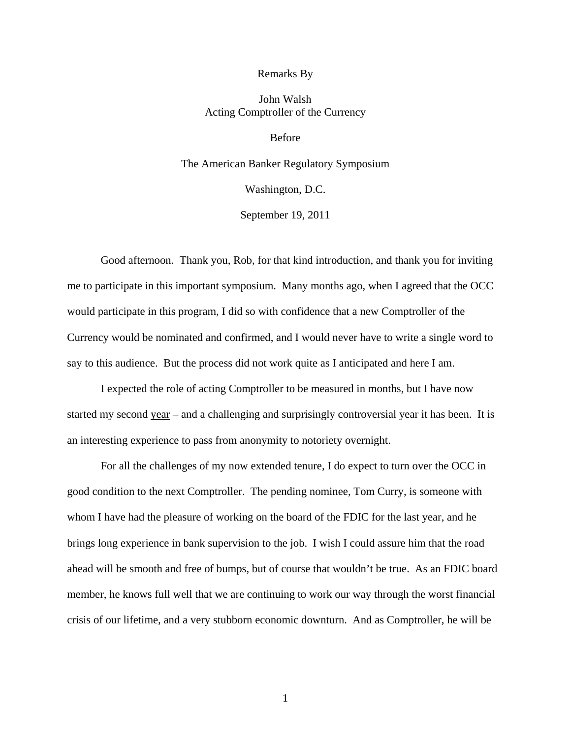Remarks By

John Walsh
Acting Comptroller of the Currency

Before

The American Banker Regulatory Symposium

Washington, D.C.

September 19, 2011

Good afternoon. Thank you, Rob, for that kind introduction, and thank you for inviting me to participate in this important symposium. Many months ago, when I agreed that the OCC would participate in this program, I did so with confidence that a new Comptroller of the Currency would be nominated and confirmed, and I would never have to write a single word to say to this audience. But the process did not work quite as I anticipated and here I am.

I expected the role of acting Comptroller to be measured in months, but I have now started my second <u>year</u> – and a challenging and surprisingly controversial year it has been. It is an interesting experience to pass from anonymity to notoriety overnight.

For all the challenges of my now extended tenure, I do expect to turn over the OCC in good condition to the next Comptroller. The pending nominee, Tom Curry, is someone with whom I have had the pleasure of working on the board of the FDIC for the last year, and he brings long experience in bank supervision to the job. I wish I could assure him that the road ahead will be smooth and free of bumps, but of course that wouldn't be true. As an FDIC board member, he knows full well that we are continuing to work our way through the worst financial crisis of our lifetime, and a very stubborn economic downturn. And as Comptroller, he will be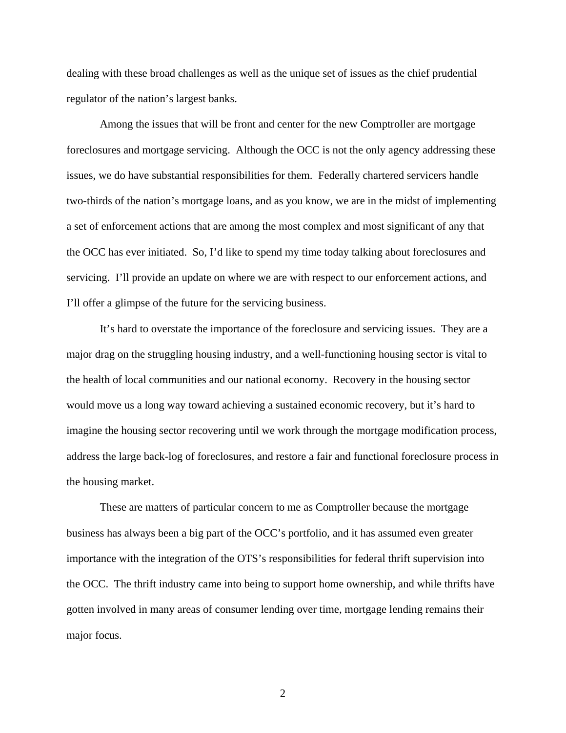dealing with these broad challenges as well as the unique set of issues as the chief prudential regulator of the nation's largest banks.

Among the issues that will be front and center for the new Comptroller are mortgage foreclosures and mortgage servicing. Although the OCC is not the only agency addressing these issues, we do have substantial responsibilities for them. Federally chartered servicers handle two-thirds of the nation's mortgage loans, and as you know, we are in the midst of implementing a set of enforcement actions that are among the most complex and most significant of any that the OCC has ever initiated. So, I'd like to spend my time today talking about foreclosures and servicing. I'll provide an update on where we are with respect to our enforcement actions, and I'll offer a glimpse of the future for the servicing business.

It's hard to overstate the importance of the foreclosure and servicing issues. They are a major drag on the struggling housing industry, and a well-functioning housing sector is vital to the health of local communities and our national economy. Recovery in the housing sector would move us a long way toward achieving a sustained economic recovery, but it's hard to imagine the housing sector recovering until we work through the mortgage modification process, address the large back-log of foreclosures, and restore a fair and functional foreclosure process in the housing market.

These are matters of particular concern to me as Comptroller because the mortgage business has always been a big part of the OCC's portfolio, and it has assumed even greater importance with the integration of the OTS's responsibilities for federal thrift supervision into the OCC. The thrift industry came into being to support home ownership, and while thrifts have gotten involved in many areas of consumer lending over time, mortgage lending remains their major focus.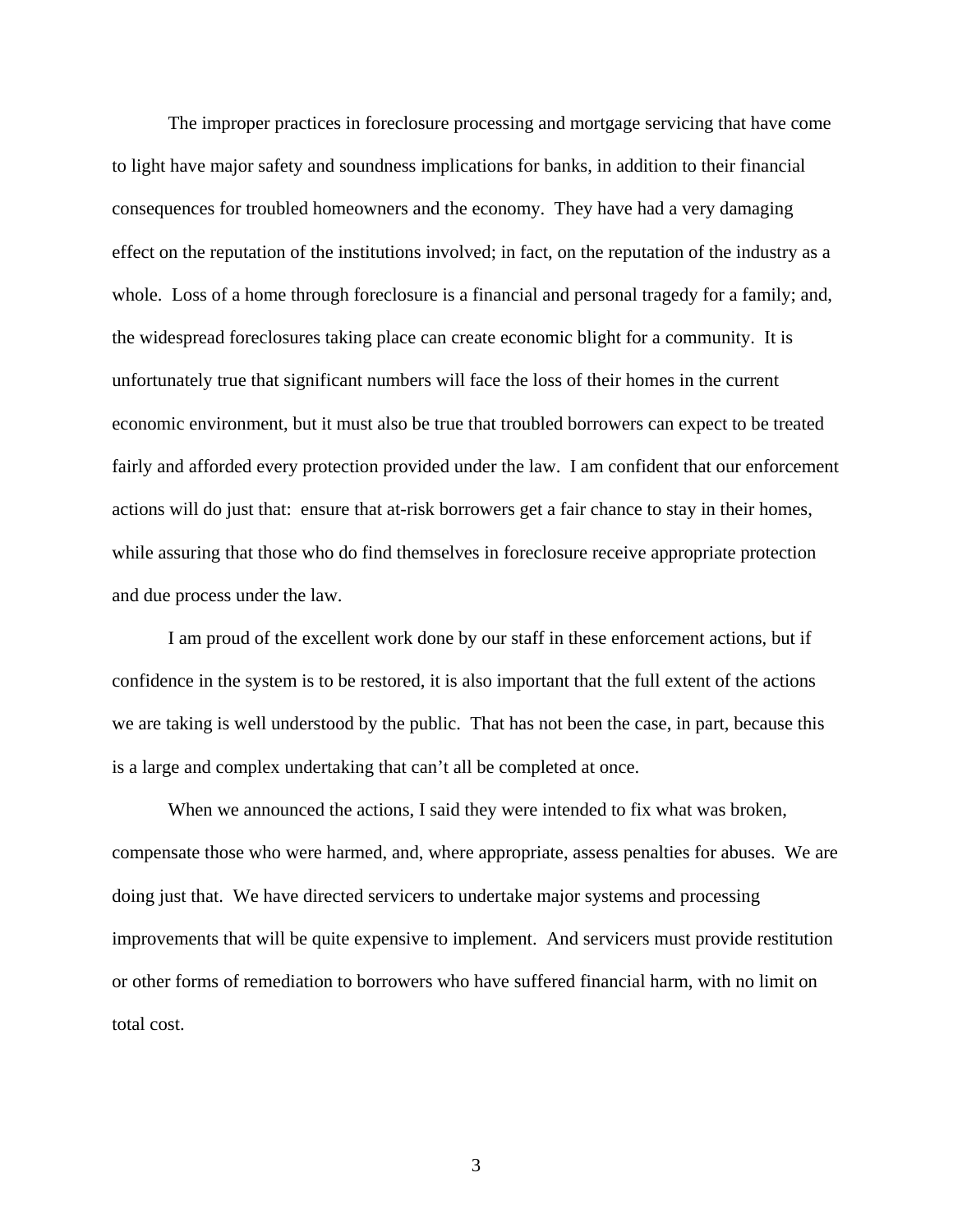The improper practices in foreclosure processing and mortgage servicing that have come to light have major safety and soundness implications for banks, in addition to their financial consequences for troubled homeowners and the economy. They have had a very damaging effect on the reputation of the institutions involved; in fact, on the reputation of the industry as a whole. Loss of a home through foreclosure is a financial and personal tragedy for a family; and, the widespread foreclosures taking place can create economic blight for a community. It is unfortunately true that significant numbers will face the loss of their homes in the current economic environment, but it must also be true that troubled borrowers can expect to be treated fairly and afforded every protection provided under the law. I am confident that our enforcement actions will do just that: ensure that at-risk borrowers get a fair chance to stay in their homes, while assuring that those who do find themselves in foreclosure receive appropriate protection and due process under the law.

I am proud of the excellent work done by our staff in these enforcement actions, but if confidence in the system is to be restored, it is also important that the full extent of the actions we are taking is well understood by the public. That has not been the case, in part, because this is a large and complex undertaking that can't all be completed at once.

When we announced the actions, I said they were intended to fix what was broken, compensate those who were harmed, and, where appropriate, assess penalties for abuses. We are doing just that. We have directed servicers to undertake major systems and processing improvements that will be quite expensive to implement. And servicers must provide restitution or other forms of remediation to borrowers who have suffered financial harm, with no limit on total cost.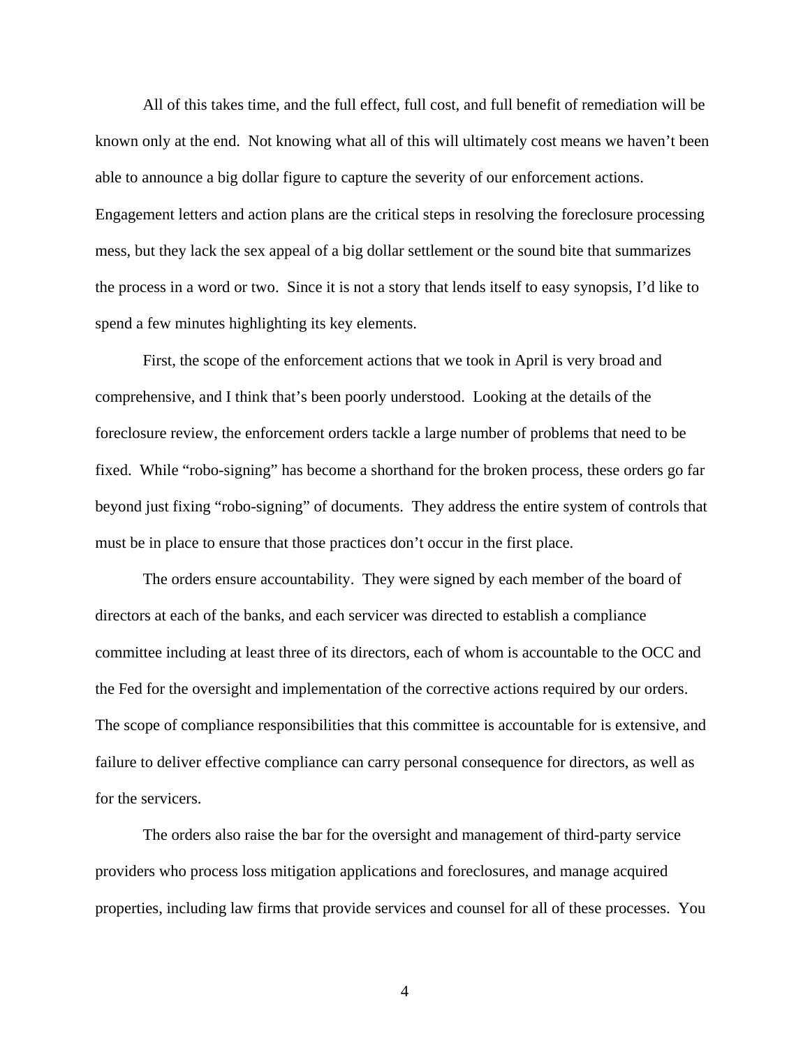All of this takes time, and the full effect, full cost, and full benefit of remediation will be known only at the end. Not knowing what all of this will ultimately cost means we haven't been able to announce a big dollar figure to capture the severity of our enforcement actions. Engagement letters and action plans are the critical steps in resolving the foreclosure processing mess, but they lack the sex appeal of a big dollar settlement or the sound bite that summarizes the process in a word or two. Since it is not a story that lends itself to easy synopsis, I'd like to spend a few minutes highlighting its key elements.

First, the scope of the enforcement actions that we took in April is very broad and comprehensive, and I think that's been poorly understood. Looking at the details of the foreclosure review, the enforcement orders tackle a large number of problems that need to be fixed. While "robo-signing" has become a shorthand for the broken process, these orders go far beyond just fixing "robo-signing" of documents. They address the entire system of controls that must be in place to ensure that those practices don't occur in the first place.

The orders ensure accountability. They were signed by each member of the board of directors at each of the banks, and each servicer was directed to establish a compliance committee including at least three of its directors, each of whom is accountable to the OCC and the Fed for the oversight and implementation of the corrective actions required by our orders. The scope of compliance responsibilities that this committee is accountable for is extensive, and failure to deliver effective compliance can carry personal consequence for directors, as well as for the servicers.

The orders also raise the bar for the oversight and management of third-party service providers who process loss mitigation applications and foreclosures, and manage acquired properties, including law firms that provide services and counsel for all of these processes. You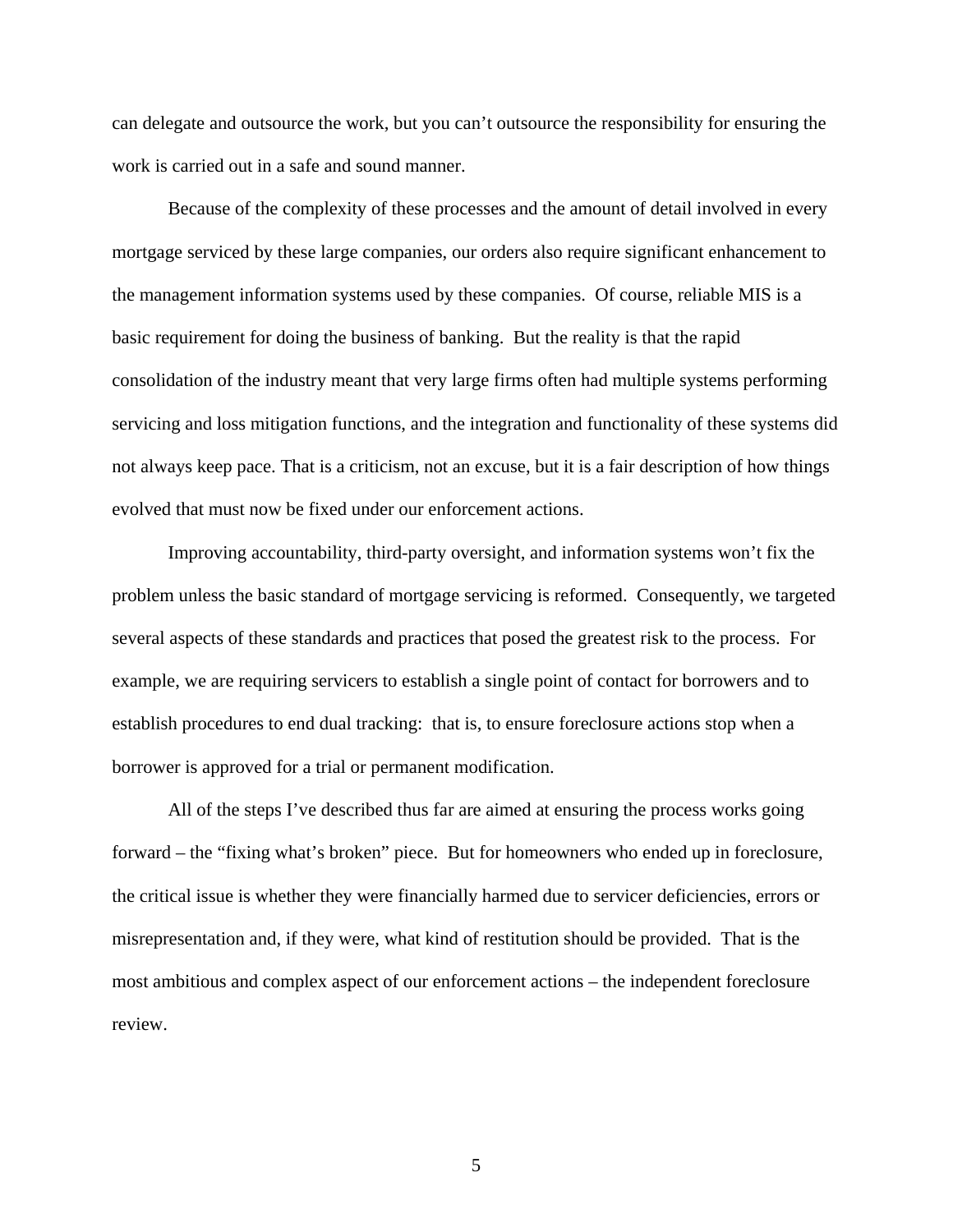can delegate and outsource the work, but you can't outsource the responsibility for ensuring the work is carried out in a safe and sound manner.

Because of the complexity of these processes and the amount of detail involved in every mortgage serviced by these large companies, our orders also require significant enhancement to the management information systems used by these companies. Of course, reliable MIS is a basic requirement for doing the business of banking. But the reality is that the rapid consolidation of the industry meant that very large firms often had multiple systems performing servicing and loss mitigation functions, and the integration and functionality of these systems did not always keep pace. That is a criticism, not an excuse, but it is a fair description of how things evolved that must now be fixed under our enforcement actions.

Improving accountability, third-party oversight, and information systems won't fix the problem unless the basic standard of mortgage servicing is reformed. Consequently, we targeted several aspects of these standards and practices that posed the greatest risk to the process. For example, we are requiring servicers to establish a single point of contact for borrowers and to establish procedures to end dual tracking: that is, to ensure foreclosure actions stop when a borrower is approved for a trial or permanent modification.

All of the steps I've described thus far are aimed at ensuring the process works going forward – the "fixing what's broken" piece. But for homeowners who ended up in foreclosure, the critical issue is whether they were financially harmed due to servicer deficiencies, errors or misrepresentation and, if they were, what kind of restitution should be provided. That is the most ambitious and complex aspect of our enforcement actions – the independent foreclosure review.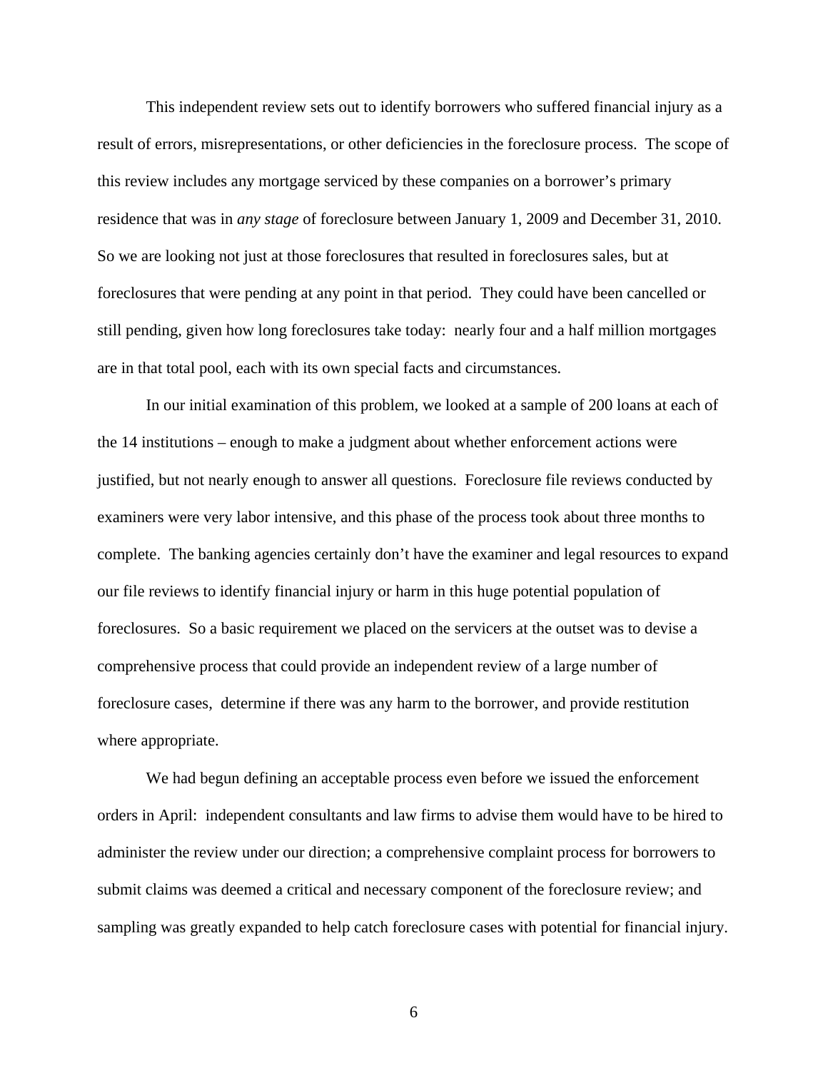This independent review sets out to identify borrowers who suffered financial injury as a result of errors, misrepresentations, or other deficiencies in the foreclosure process. The scope of this review includes any mortgage serviced by these companies on a borrower's primary residence that was in *any stage* of foreclosure between January 1, 2009 and December 31, 2010. So we are looking not just at those foreclosures that resulted in foreclosures sales, but at foreclosures that were pending at any point in that period. They could have been cancelled or still pending, given how long foreclosures take today: nearly four and a half million mortgages are in that total pool, each with its own special facts and circumstances.

In our initial examination of this problem, we looked at a sample of 200 loans at each of the 14 institutions – enough to make a judgment about whether enforcement actions were justified, but not nearly enough to answer all questions. Foreclosure file reviews conducted by examiners were very labor intensive, and this phase of the process took about three months to complete. The banking agencies certainly don't have the examiner and legal resources to expand our file reviews to identify financial injury or harm in this huge potential population of foreclosures. So a basic requirement we placed on the servicers at the outset was to devise a comprehensive process that could provide an independent review of a large number of foreclosure cases, determine if there was any harm to the borrower, and provide restitution where appropriate.

We had begun defining an acceptable process even before we issued the enforcement orders in April: independent consultants and law firms to advise them would have to be hired to administer the review under our direction; a comprehensive complaint process for borrowers to submit claims was deemed a critical and necessary component of the foreclosure review; and sampling was greatly expanded to help catch foreclosure cases with potential for financial injury.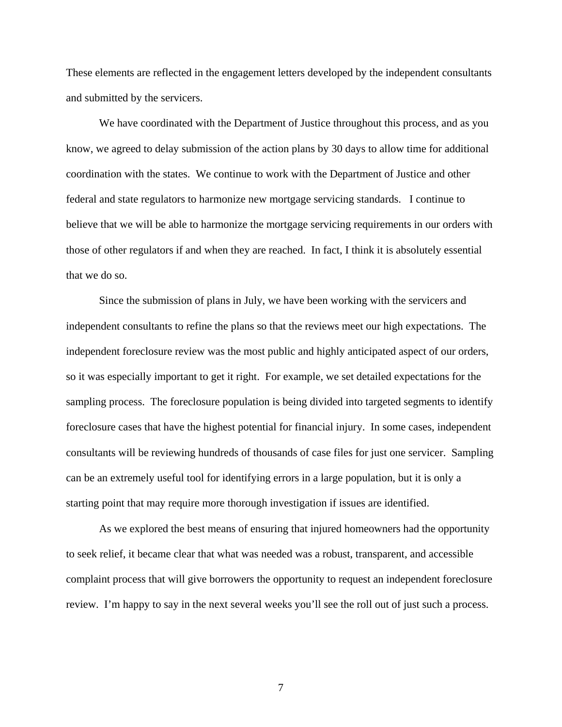These elements are reflected in the engagement letters developed by the independent consultants and submitted by the servicers.

We have coordinated with the Department of Justice throughout this process, and as you know, we agreed to delay submission of the action plans by 30 days to allow time for additional coordination with the states. We continue to work with the Department of Justice and other federal and state regulators to harmonize new mortgage servicing standards. I continue to believe that we will be able to harmonize the mortgage servicing requirements in our orders with those of other regulators if and when they are reached. In fact, I think it is absolutely essential that we do so.

Since the submission of plans in July, we have been working with the servicers and independent consultants to refine the plans so that the reviews meet our high expectations. The independent foreclosure review was the most public and highly anticipated aspect of our orders, so it was especially important to get it right. For example, we set detailed expectations for the sampling process. The foreclosure population is being divided into targeted segments to identify foreclosure cases that have the highest potential for financial injury. In some cases, independent consultants will be reviewing hundreds of thousands of case files for just one servicer. Sampling can be an extremely useful tool for identifying errors in a large population, but it is only a starting point that may require more thorough investigation if issues are identified.

As we explored the best means of ensuring that injured homeowners had the opportunity to seek relief, it became clear that what was needed was a robust, transparent, and accessible complaint process that will give borrowers the opportunity to request an independent foreclosure review. I'm happy to say in the next several weeks you'll see the roll out of just such a process.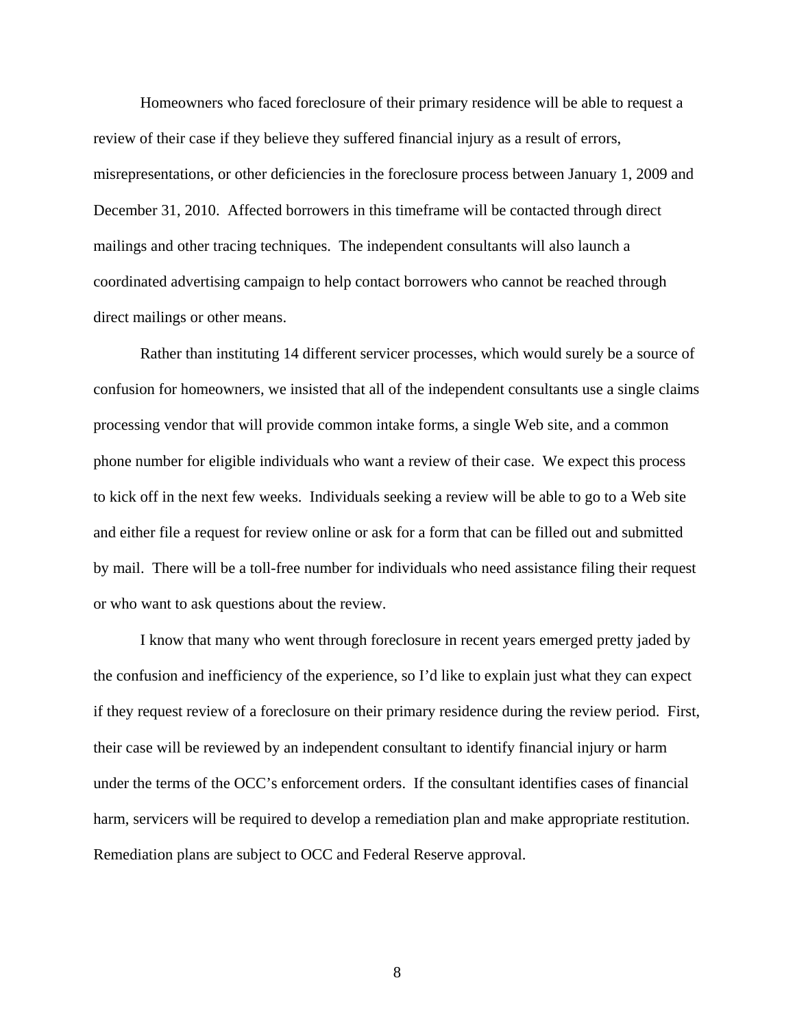Homeowners who faced foreclosure of their primary residence will be able to request a review of their case if they believe they suffered financial injury as a result of errors, misrepresentations, or other deficiencies in the foreclosure process between January 1, 2009 and December 31, 2010. Affected borrowers in this timeframe will be contacted through direct mailings and other tracing techniques. The independent consultants will also launch a coordinated advertising campaign to help contact borrowers who cannot be reached through direct mailings or other means.

Rather than instituting 14 different servicer processes, which would surely be a source of confusion for homeowners, we insisted that all of the independent consultants use a single claims processing vendor that will provide common intake forms, a single Web site, and a common phone number for eligible individuals who want a review of their case. We expect this process to kick off in the next few weeks. Individuals seeking a review will be able to go to a Web site and either file a request for review online or ask for a form that can be filled out and submitted by mail. There will be a toll-free number for individuals who need assistance filing their request or who want to ask questions about the review.

I know that many who went through foreclosure in recent years emerged pretty jaded by the confusion and inefficiency of the experience, so I'd like to explain just what they can expect if they request review of a foreclosure on their primary residence during the review period. First, their case will be reviewed by an independent consultant to identify financial injury or harm under the terms of the OCC's enforcement orders. If the consultant identifies cases of financial harm, servicers will be required to develop a remediation plan and make appropriate restitution. Remediation plans are subject to OCC and Federal Reserve approval.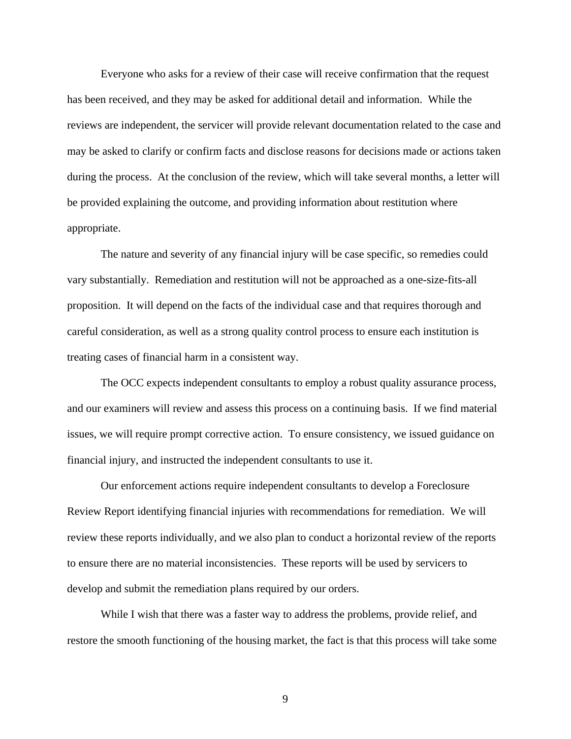Everyone who asks for a review of their case will receive confirmation that the request has been received, and they may be asked for additional detail and information. While the reviews are independent, the servicer will provide relevant documentation related to the case and may be asked to clarify or confirm facts and disclose reasons for decisions made or actions taken during the process. At the conclusion of the review, which will take several months, a letter will be provided explaining the outcome, and providing information about restitution where appropriate.

The nature and severity of any financial injury will be case specific, so remedies could vary substantially. Remediation and restitution will not be approached as a one-size-fits-all proposition. It will depend on the facts of the individual case and that requires thorough and careful consideration, as well as a strong quality control process to ensure each institution is treating cases of financial harm in a consistent way.

The OCC expects independent consultants to employ a robust quality assurance process, and our examiners will review and assess this process on a continuing basis. If we find material issues, we will require prompt corrective action. To ensure consistency, we issued guidance on financial injury, and instructed the independent consultants to use it.

Our enforcement actions require independent consultants to develop a Foreclosure Review Report identifying financial injuries with recommendations for remediation. We will review these reports individually, and we also plan to conduct a horizontal review of the reports to ensure there are no material inconsistencies. These reports will be used by servicers to develop and submit the remediation plans required by our orders.

While I wish that there was a faster way to address the problems, provide relief, and restore the smooth functioning of the housing market, the fact is that this process will take some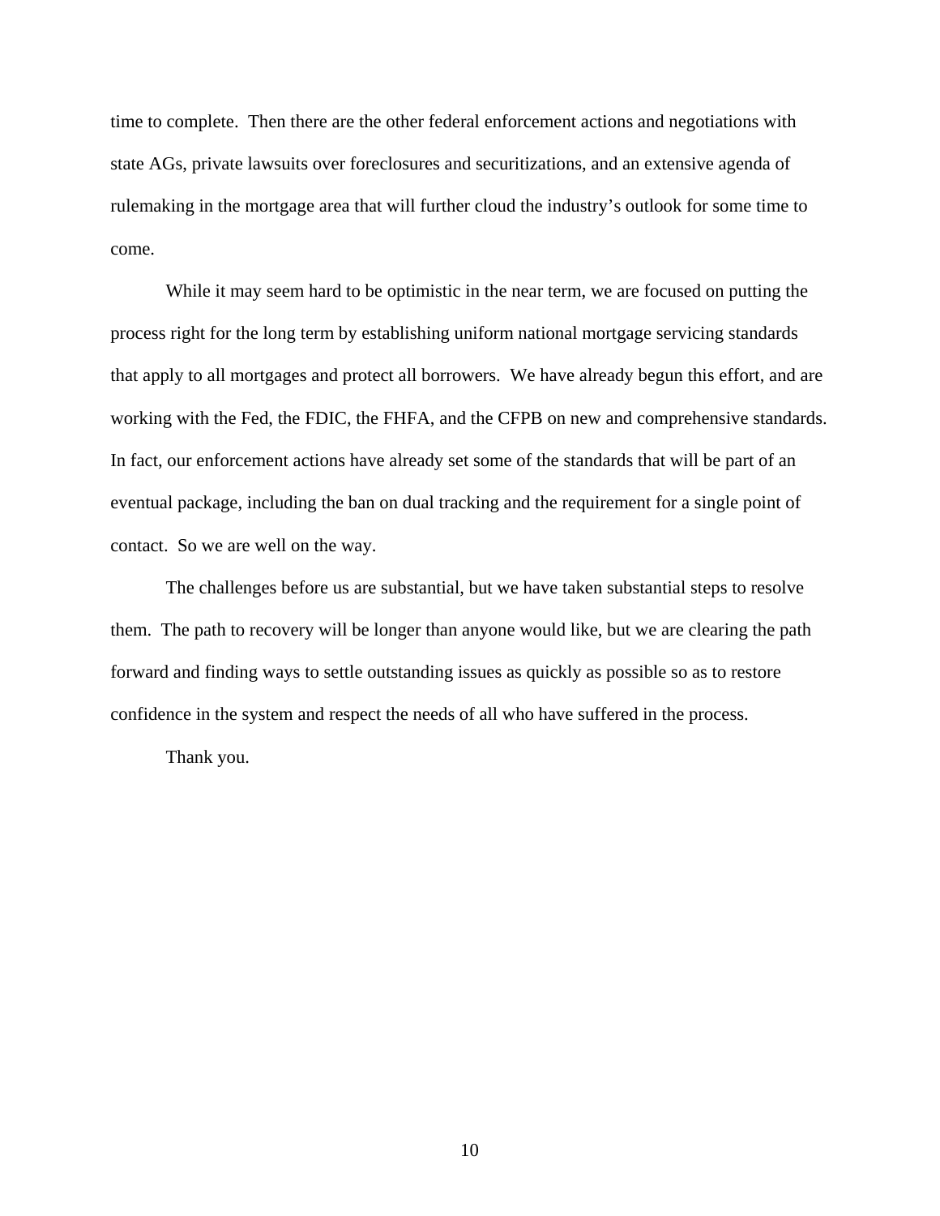time to complete. Then there are the other federal enforcement actions and negotiations with state AGs, private lawsuits over foreclosures and securitizations, and an extensive agenda of rulemaking in the mortgage area that will further cloud the industry's outlook for some time to come.

While it may seem hard to be optimistic in the near term, we are focused on putting the process right for the long term by establishing uniform national mortgage servicing standards that apply to all mortgages and protect all borrowers. We have already begun this effort, and are working with the Fed, the FDIC, the FHFA, and the CFPB on new and comprehensive standards. In fact, our enforcement actions have already set some of the standards that will be part of an eventual package, including the ban on dual tracking and the requirement for a single point of contact. So we are well on the way.

The challenges before us are substantial, but we have taken substantial steps to resolve them. The path to recovery will be longer than anyone would like, but we are clearing the path forward and finding ways to settle outstanding issues as quickly as possible so as to restore confidence in the system and respect the needs of all who have suffered in the process.

Thank you.